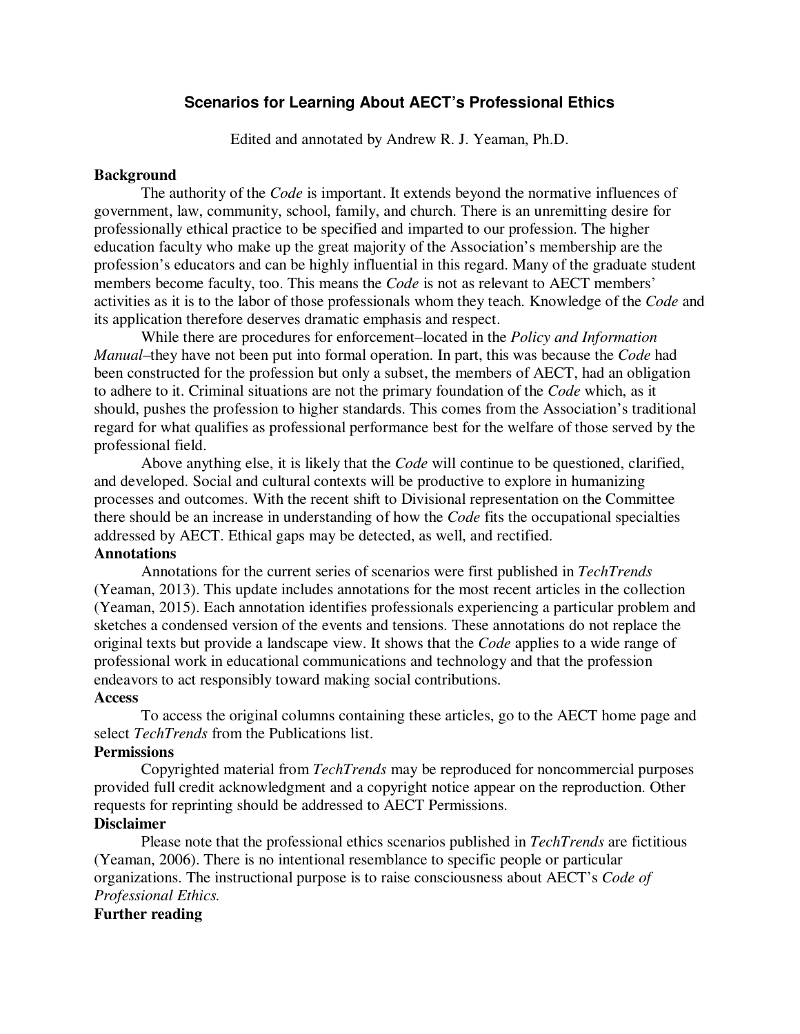# Scenarios for Learning About AECT's Professional Ethics

Edited and annotated by Andrew R. J. Yeaman, Ph.D.

**Background**

The authority of the *Code* is important. It extends beyond the normative influences of government, law, community, school, family, and church. There is an unremitting desire for professionally ethical practice to be specified and imparted to our profession. The higher education faculty who make up the great majority of the Association's membership are the profession's educators and can be highly influential in this regard. Many of the graduate student members become faculty, too. This means the *Code* is not as relevant to AECT members' activities as it is to the labor of those professionals whom they teach. Knowledge of the *Code* and its application therefore deserves dramatic emphasis and respect.

While there are procedures for enforcement–located in the *Policy and Information Manual*–they have not been put into formal operation. In part, this was because the *Code* had been constructed for the profession but only a subset, the members of AECT, had an obligation to adhere to it. Criminal situations are not the primary foundation of the *Code* which, as it should, pushes the profession to higher standards. This comes from the Association's traditional regard for what qualifies as professional performance best for the welfare of those served by the professional field.

Above anything else, it is likely that the *Code* will continue to be questioned, clarified, and developed. Social and cultural contexts will be productive to explore in humanizing processes and outcomes. With the recent shift to Divisional representation on the Committee there should be an increase in understanding of how the *Code* fits the occupational specialties addressed by AECT. Ethical gaps may be detected, as well, and rectified.

**Annotations**

Annotations for the current series of scenarios were first published in *TechTrends* (Yeaman, 2013). This update includes annotations for the most recent articles in the collection (Yeaman, 2015). Each annotation identifies professionals experiencing a particular problem and sketches a condensed version of the events and tensions. These annotations do not replace the original texts but provide a landscape view. It shows that the *Code* applies to a wide range of professional work in educational communications and technology and that the profession endeavors to act responsibly toward making social contributions.

**Access**

To access the original columns containing these articles, go to the AECT home page and select *TechTrends* from the Publications list.

**Permissions**

Copyrighted material from *TechTrends* may be reproduced for noncommercial purposes provided full credit acknowledgment and a copyright notice appear on the reproduction. Other requests for reprinting should be addressed to AECT Permissions.

**Disclaimer**

Please note that the professional ethics scenarios published in *TechTrends* are fictitious (Yeaman, 2006). There is no intentional resemblance to specific people or particular organizations. The instructional purpose is to raise consciousness about AECT's *Code of Professional Ethics.*

**Further reading**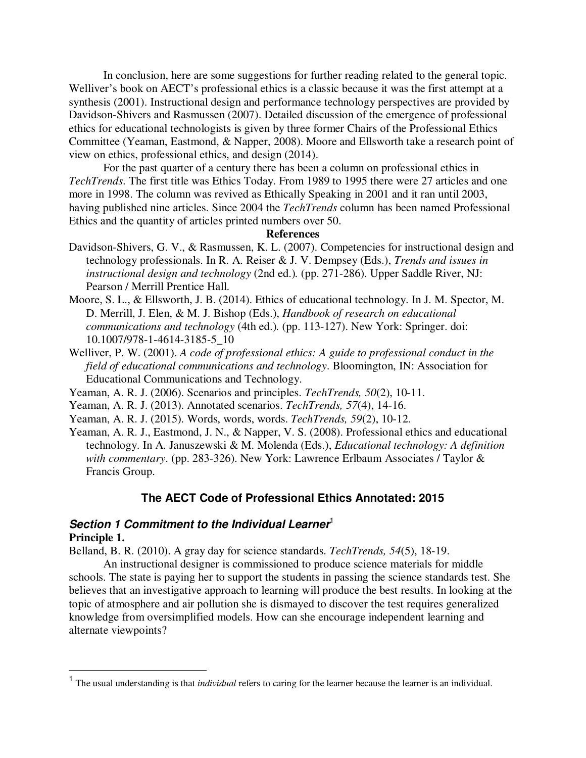In conclusion, here are some suggestions for further reading related to the general topic. Welliver's book on AECT's professional ethics is a classic because it was the first attempt at a synthesis (2001). Instructional design and performance technology perspectives are provided by Davidson-Shivers and Rasmussen (2007). Detailed discussion of the emergence of professional ethics for educational technologists is given by three former Chairs of the Professional Ethics Committee (Yeaman, Eastmond, & Napper, 2008). Moore and Ellsworth take a research point of view on ethics, professional ethics, and design (2014).

For the past quarter of a century there has been a column on professional ethics in *TechTrends*. The first title was Ethics Today. From 1989 to 1995 there were 27 articles and one more in 1998. The column was revived as Ethically Speaking in 2001 and it ran until 2003, having published nine articles. Since 2004 the *TechTrends* column has been named Professional Ethics and the quantity of articles printed numbers over 50.

**References**

Davidson-Shivers, G. V., & Rasmussen, K. L. (2007). Competencies for instructional design and technology professionals. In R. A. Reiser & J. V. Dempsey (Eds.), *Trends and issues in instructional design and technology* (2nd ed.). (pp. 271-286). Upper Saddle River, NJ: Pearson / Merrill Prentice Hall.

Moore, S. L., & Ellsworth, J. B. (2014). Ethics of educational technology. In J. M. Spector, M. D. Merrill, J. Elen, & M. J. Bishop (Eds.), *Handbook of research on educational communications and technology* (4th ed.). (pp. 113-127). New York: Springer. doi: 10.1007/978-1-4614-3185-5_10

Welliver, P. W. (2001). *A code of professional ethics: A guide to professional conduct in the field of educational communications and technology*. Bloomington, IN: Association for Educational Communications and Technology.

Yeaman, A. R. J. (2006). Scenarios and principles. *TechTrends, 50*(2), 10-11.

Yeaman, A. R. J. (2013). Annotated scenarios. *TechTrends, 57*(4), 14-16.

Yeaman, A. R. J. (2015). Words, words, words. *TechTrends, 59*(2), 10-12.

Yeaman, A. R. J., Eastmond, J. N., & Napper, V. S. (2008). Professional ethics and educational technology. In A. Januszewski & M. Molenda (Eds.), *Educational technology: A definition with commentary*. (pp. 283-326). New York: Lawrence Erlbaum Associates / Taylor & Francis Group.

## The AECT Code of Professional Ethics Annotated: 2015

### *Section 1 Commitment to the Individual Learner*[1]

**Principle 1.**

Belland, B. R. (2010). A gray day for science standards. *TechTrends, 54*(5), 18-19.

An instructional designer is commissioned to produce science materials for middle schools. The state is paying her to support the students in passing the science standards test. She believes that an investigative approach to learning will produce the best results. In looking at the topic of atmosphere and air pollution she is dismayed to discover the test requires generalized knowledge from oversimplified models. How can she encourage independent learning and alternate viewpoints?

---

[1] The usual understanding is that *individual* refers to caring for the learner because the learner is an individual.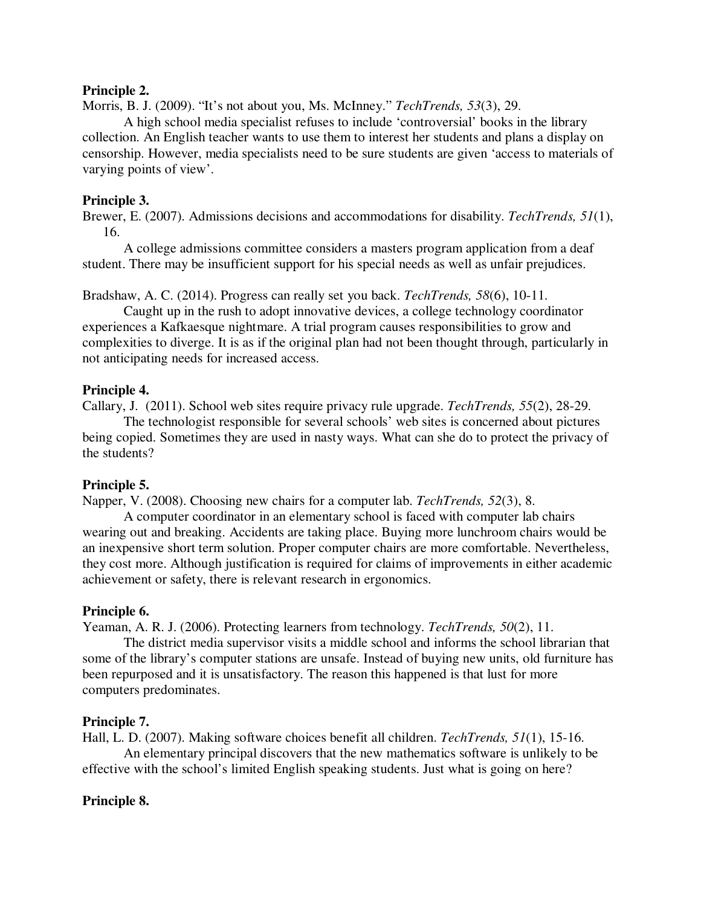**Principle 2.**

Morris, B. J. (2009). “It’s not about you, Ms. McInney.” *TechTrends, 53*(3), 29.

A high school media specialist refuses to include ‘controversial’ books in the library collection. An English teacher wants to use them to interest her students and plans a display on censorship. However, media specialists need to be sure students are given ‘access to materials of varying points of view’.

**Principle 3.**

Brewer, E. (2007). Admissions decisions and accommodations for disability. *TechTrends, 51*(1), 16.

A college admissions committee considers a masters program application from a deaf student. There may be insufficient support for his special needs as well as unfair prejudices.

Bradshaw, A. C. (2014). Progress can really set you back. *TechTrends, 58*(6), 10-11.

Caught up in the rush to adopt innovative devices, a college technology coordinator experiences a Kafkaesque nightmare. A trial program causes responsibilities to grow and complexities to diverge. It is as if the original plan had not been thought through, particularly in not anticipating needs for increased access.

**Principle 4.**

Callary, J. (2011). School web sites require privacy rule upgrade. *TechTrends, 55*(2), 28-29.

The technologist responsible for several schools’ web sites is concerned about pictures being copied. Sometimes they are used in nasty ways. What can she do to protect the privacy of the students?

**Principle 5.**

Napper, V. (2008). Choosing new chairs for a computer lab. *TechTrends, 52*(3), 8.

A computer coordinator in an elementary school is faced with computer lab chairs wearing out and breaking. Accidents are taking place. Buying more lunchroom chairs would be an inexpensive short term solution. Proper computer chairs are more comfortable. Nevertheless, they cost more. Although justification is required for claims of improvements in either academic achievement or safety, there is relevant research in ergonomics.

**Principle 6.**

Yeaman, A. R. J. (2006). Protecting learners from technology. *TechTrends, 50*(2), 11.

The district media supervisor visits a middle school and informs the school librarian that some of the library’s computer stations are unsafe. Instead of buying new units, old furniture has been repurposed and it is unsatisfactory. The reason this happened is that lust for more computers predominates.

**Principle 7.**

Hall, L. D. (2007). Making software choices benefit all children. *TechTrends, 51*(1), 15-16.

An elementary principal discovers that the new mathematics software is unlikely to be effective with the school’s limited English speaking students. Just what is going on here?

**Principle 8.**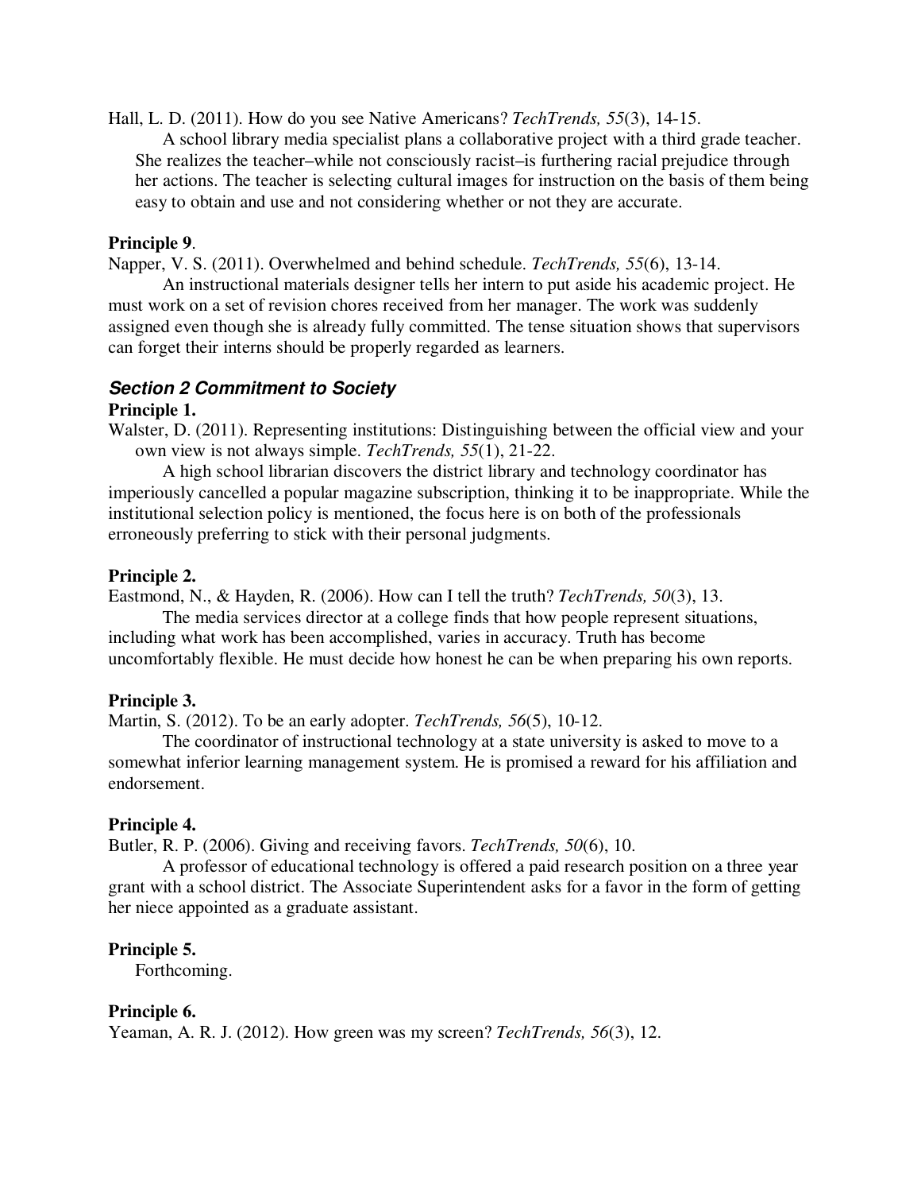Hall, L. D. (2011). How do you see Native Americans? *TechTrends, 55*(3), 14-15.

A school library media specialist plans a collaborative project with a third grade teacher. She realizes the teacher–while not consciously racist–is furthering racial prejudice through her actions. The teacher is selecting cultural images for instruction on the basis of them being easy to obtain and use and not considering whether or not they are accurate.

**Principle 9**.

Napper, V. S. (2011). Overwhelmed and behind schedule. *TechTrends, 55*(6), 13-14.

An instructional materials designer tells her intern to put aside his academic project. He must work on a set of revision chores received from her manager. The work was suddenly assigned even though she is already fully committed. The tense situation shows that supervisors can forget their interns should be properly regarded as learners.

### *Section 2 Commitment to Society*

**Principle 1.**

Walster, D. (2011). Representing institutions: Distinguishing between the official view and your own view is not always simple. *TechTrends, 55*(1), 21-22.

A high school librarian discovers the district library and technology coordinator has imperiously cancelled a popular magazine subscription, thinking it to be inappropriate. While the institutional selection policy is mentioned, the focus here is on both of the professionals erroneously preferring to stick with their personal judgments.

**Principle 2.**

Eastmond, N., & Hayden, R. (2006). How can I tell the truth? *TechTrends, 50*(3), 13.

The media services director at a college finds that how people represent situations, including what work has been accomplished, varies in accuracy. Truth has become uncomfortably flexible. He must decide how honest he can be when preparing his own reports.

**Principle 3.**

Martin, S. (2012). To be an early adopter. *TechTrends, 56*(5), 10-12.

The coordinator of instructional technology at a state university is asked to move to a somewhat inferior learning management system. He is promised a reward for his affiliation and endorsement.

**Principle 4.**

Butler, R. P. (2006). Giving and receiving favors. *TechTrends, 50*(6), 10.

A professor of educational technology is offered a paid research position on a three year grant with a school district. The Associate Superintendent asks for a favor in the form of getting her niece appointed as a graduate assistant.

**Principle 5.**

Forthcoming.

**Principle 6.**

Yeaman, A. R. J. (2012). How green was my screen? *TechTrends, 56*(3), 12.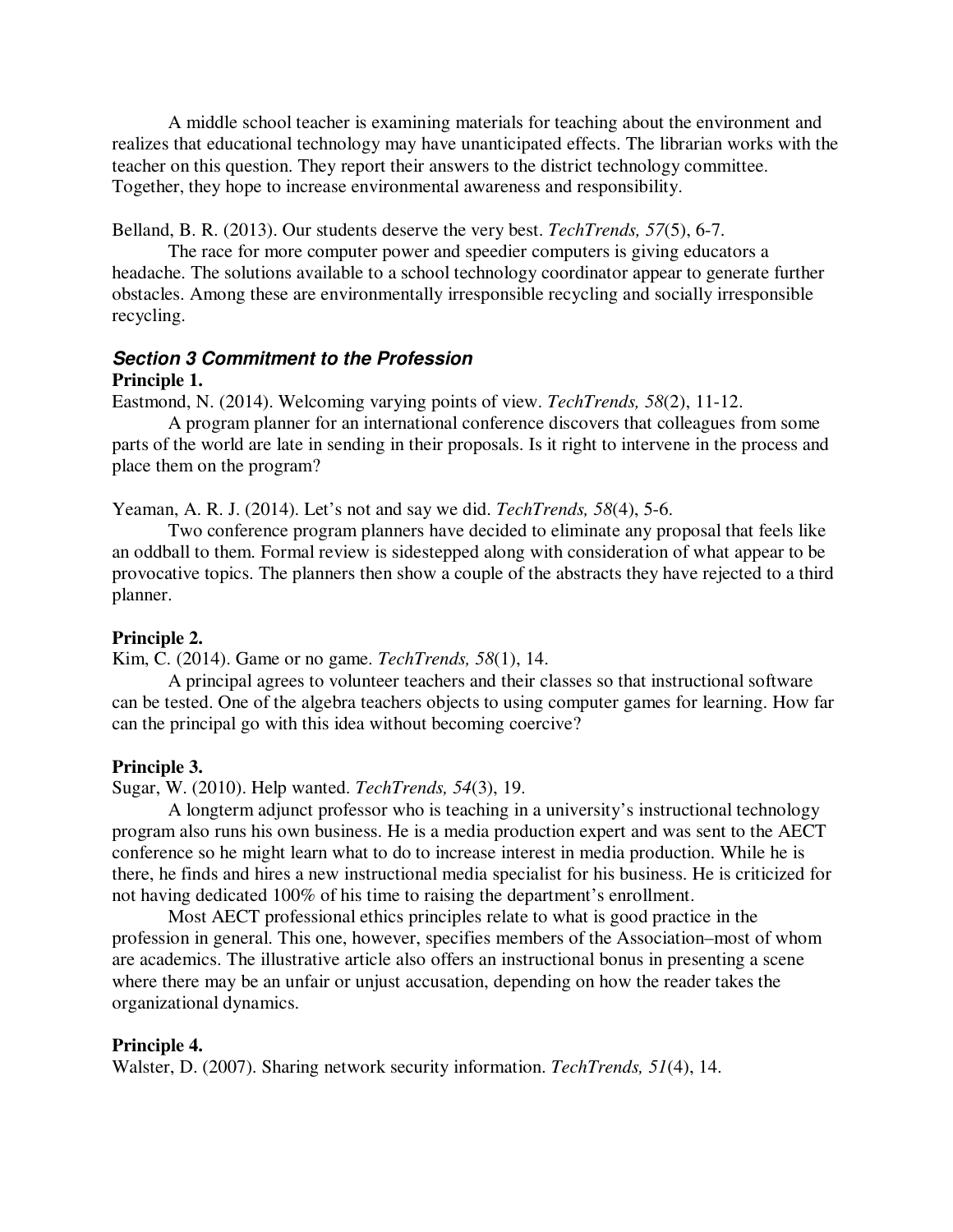A middle school teacher is examining materials for teaching about the environment and realizes that educational technology may have unanticipated effects. The librarian works with the teacher on this question. They report their answers to the district technology committee. Together, they hope to increase environmental awareness and responsibility.

Belland, B. R. (2013). Our students deserve the very best. *TechTrends, 57*(5), 6-7.

The race for more computer power and speedier computers is giving educators a headache. The solutions available to a school technology coordinator appear to generate further obstacles. Among these are environmentally irresponsible recycling and socially irresponsible recycling.

### *Section 3 Commitment to the Profession*

**Principle 1.**

Eastmond, N. (2014). Welcoming varying points of view. *TechTrends, 58*(2), 11-12.

A program planner for an international conference discovers that colleagues from some parts of the world are late in sending in their proposals. Is it right to intervene in the process and place them on the program?

Yeaman, A. R. J. (2014). Let's not and say we did. *TechTrends, 58*(4), 5-6.

Two conference program planners have decided to eliminate any proposal that feels like an oddball to them. Formal review is sidestepped along with consideration of what appear to be provocative topics. The planners then show a couple of the abstracts they have rejected to a third planner.

**Principle 2.**

Kim, C. (2014). Game or no game. *TechTrends, 58*(1), 14.

A principal agrees to volunteer teachers and their classes so that instructional software can be tested. One of the algebra teachers objects to using computer games for learning. How far can the principal go with this idea without becoming coercive?

**Principle 3.**

Sugar, W. (2010). Help wanted. *TechTrends, 54*(3), 19.

A longterm adjunct professor who is teaching in a university's instructional technology program also runs his own business. He is a media production expert and was sent to the AECT conference so he might learn what to do to increase interest in media production. While he is there, he finds and hires a new instructional media specialist for his business. He is criticized for not having dedicated 100% of his time to raising the department's enrollment.

Most AECT professional ethics principles relate to what is good practice in the profession in general. This one, however, specifies members of the Association–most of whom are academics. The illustrative article also offers an instructional bonus in presenting a scene where there may be an unfair or unjust accusation, depending on how the reader takes the organizational dynamics.

**Principle 4.**

Walster, D. (2007). Sharing network security information. *TechTrends, 51*(4), 14.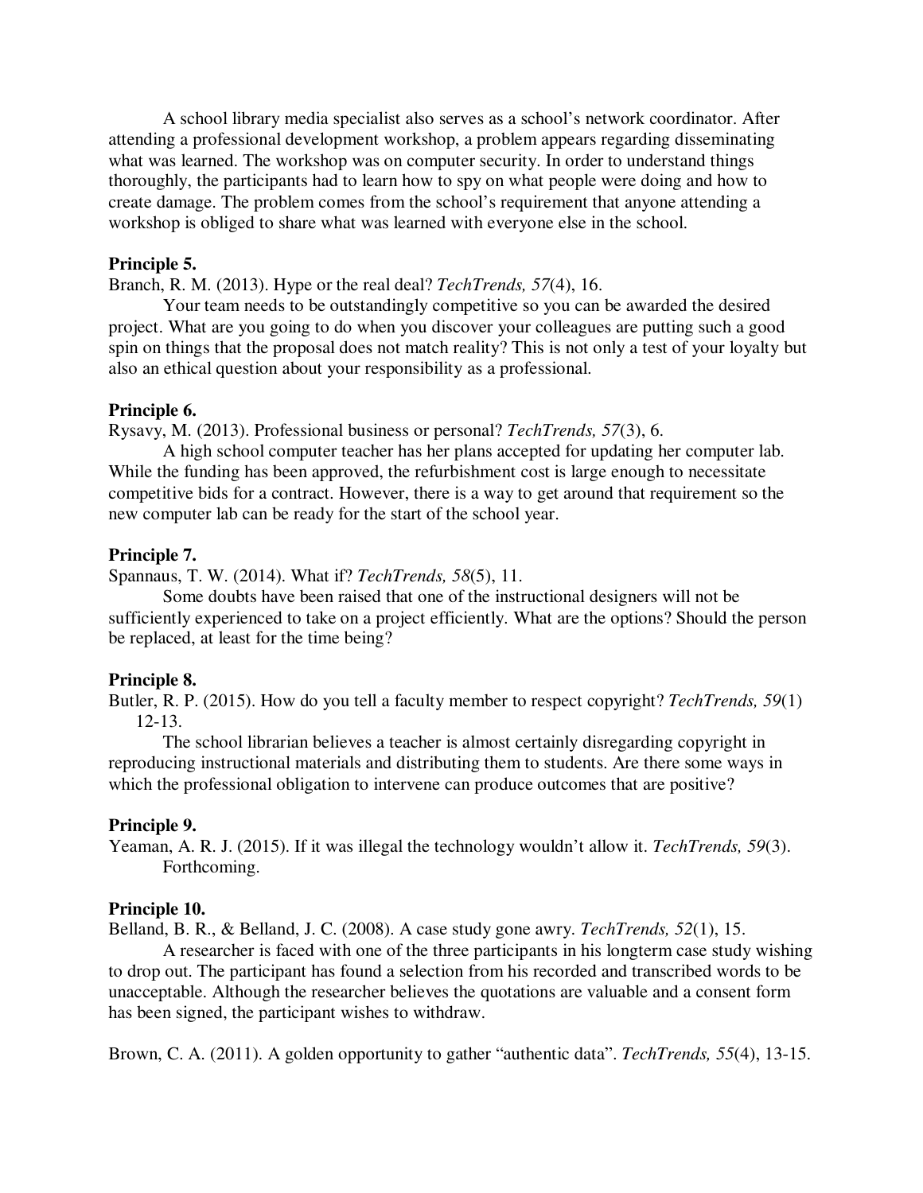A school library media specialist also serves as a school's network coordinator. After attending a professional development workshop, a problem appears regarding disseminating what was learned. The workshop was on computer security. In order to understand things thoroughly, the participants had to learn how to spy on what people were doing and how to create damage. The problem comes from the school's requirement that anyone attending a workshop is obliged to share what was learned with everyone else in the school.

**Principle 5.**

Branch, R. M. (2013). Hype or the real deal? *TechTrends, 57*(4), 16.

Your team needs to be outstandingly competitive so you can be awarded the desired project. What are you going to do when you discover your colleagues are putting such a good spin on things that the proposal does not match reality? This is not only a test of your loyalty but also an ethical question about your responsibility as a professional.

**Principle 6.**

Rysavy, M. (2013). Professional business or personal? *TechTrends, 57*(3), 6.

A high school computer teacher has her plans accepted for updating her computer lab. While the funding has been approved, the refurbishment cost is large enough to necessitate competitive bids for a contract. However, there is a way to get around that requirement so the new computer lab can be ready for the start of the school year.

**Principle 7.**

Spannaus, T. W. (2014). What if? *TechTrends, 58*(5), 11.

Some doubts have been raised that one of the instructional designers will not be sufficiently experienced to take on a project efficiently. What are the options? Should the person be replaced, at least for the time being?

**Principle 8.**

Butler, R. P. (2015). How do you tell a faculty member to respect copyright? *TechTrends, 59*(1) 12-13.

The school librarian believes a teacher is almost certainly disregarding copyright in reproducing instructional materials and distributing them to students. Are there some ways in which the professional obligation to intervene can produce outcomes that are positive?

**Principle 9.**

Yeaman, A. R. J. (2015). If it was illegal the technology wouldn't allow it. *TechTrends, 59*(3). Forthcoming.

**Principle 10.**

Belland, B. R., & Belland, J. C. (2008). A case study gone awry. *TechTrends, 52*(1), 15.

A researcher is faced with one of the three participants in his longterm case study wishing to drop out. The participant has found a selection from his recorded and transcribed words to be unacceptable. Although the researcher believes the quotations are valuable and a consent form has been signed, the participant wishes to withdraw.

Brown, C. A. (2011). A golden opportunity to gather "authentic data". *TechTrends, 55*(4), 13-15.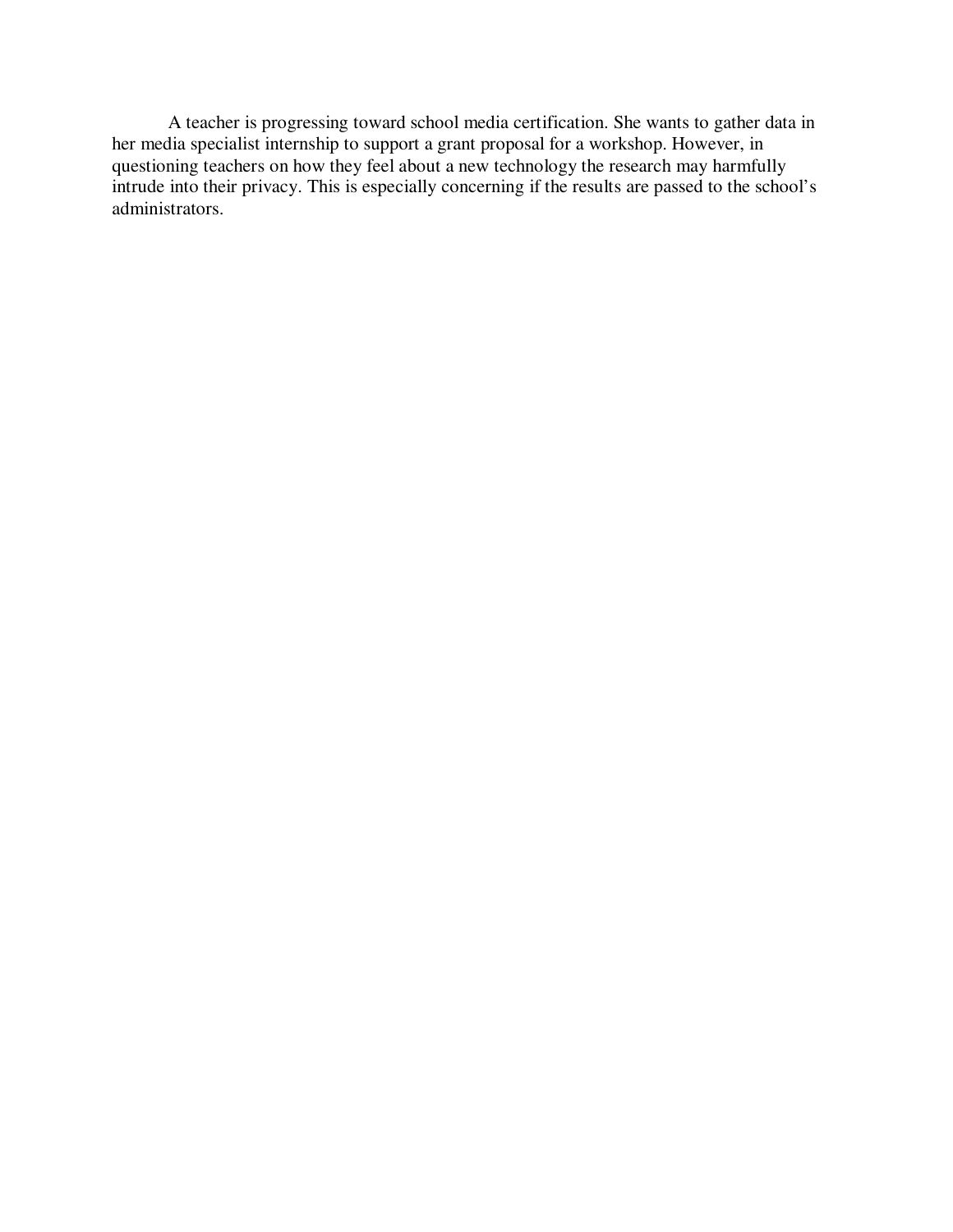A teacher is progressing toward school media certification. She wants to gather data in her media specialist internship to support a grant proposal for a workshop. However, in questioning teachers on how they feel about a new technology the research may harmfully intrude into their privacy. This is especially concerning if the results are passed to the school's administrators.